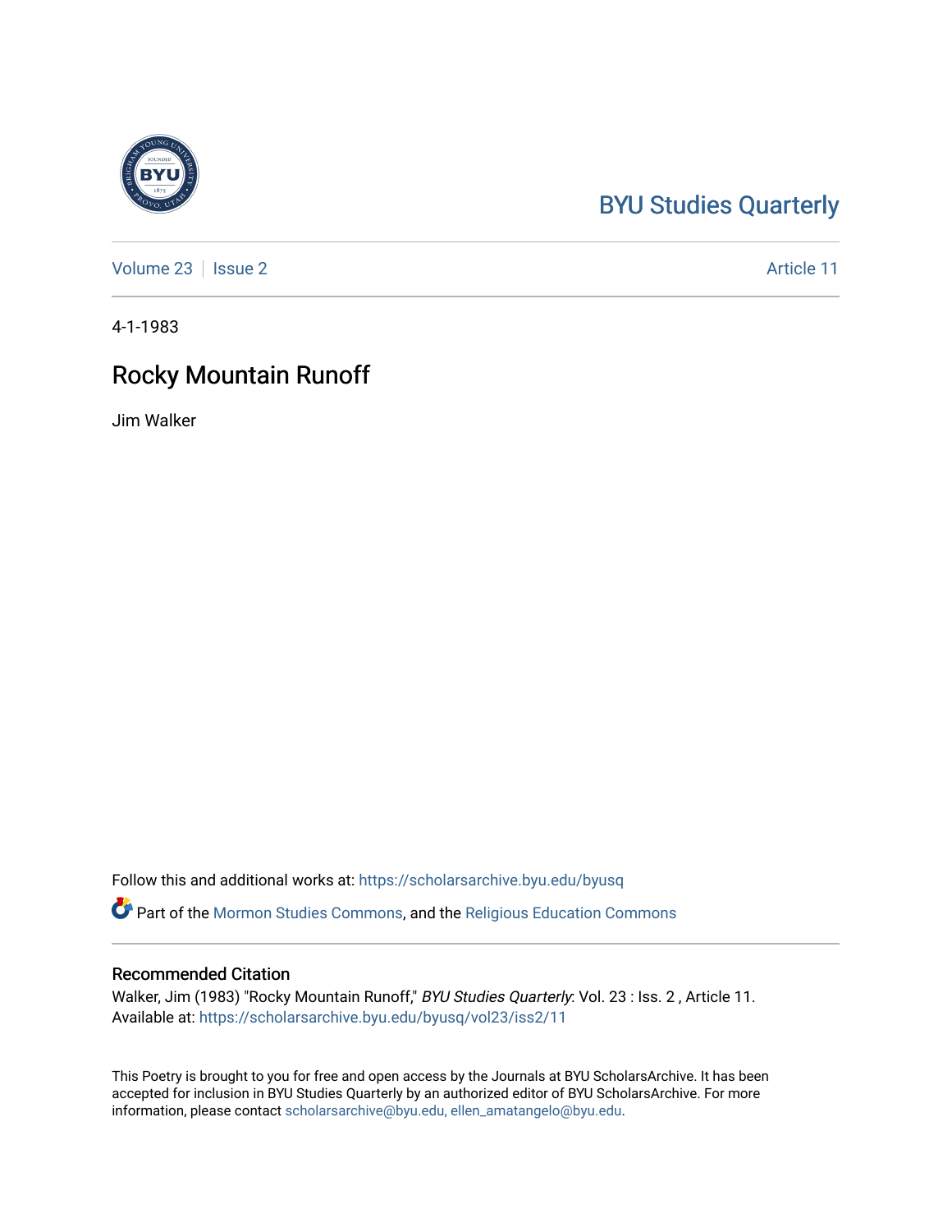BYU Studies Quarterly

Volume 23 | Issue 2 | Article 11

4-1-1983

# Rocky Mountain Runoff

Jim Walker

Follow this and additional works at: https://scholarsarchive.byu.edu/byusq

Part of the Mormon Studies Commons, and the Religious Education Commons

## Recommended Citation

Walker, Jim (1983) "Rocky Mountain Runoff," *BYU Studies Quarterly*: Vol. 23 : Iss. 2 , Article 11.
Available at: https://scholarsarchive.byu.edu/byusq/vol23/iss2/11

This Poetry is brought to you for free and open access by the Journals at BYU ScholarsArchive. It has been accepted for inclusion in BYU Studies Quarterly by an authorized editor of BYU ScholarsArchive. For more information, please contact scholarsarchive@byu.edu, ellen_amatangelo@byu.edu.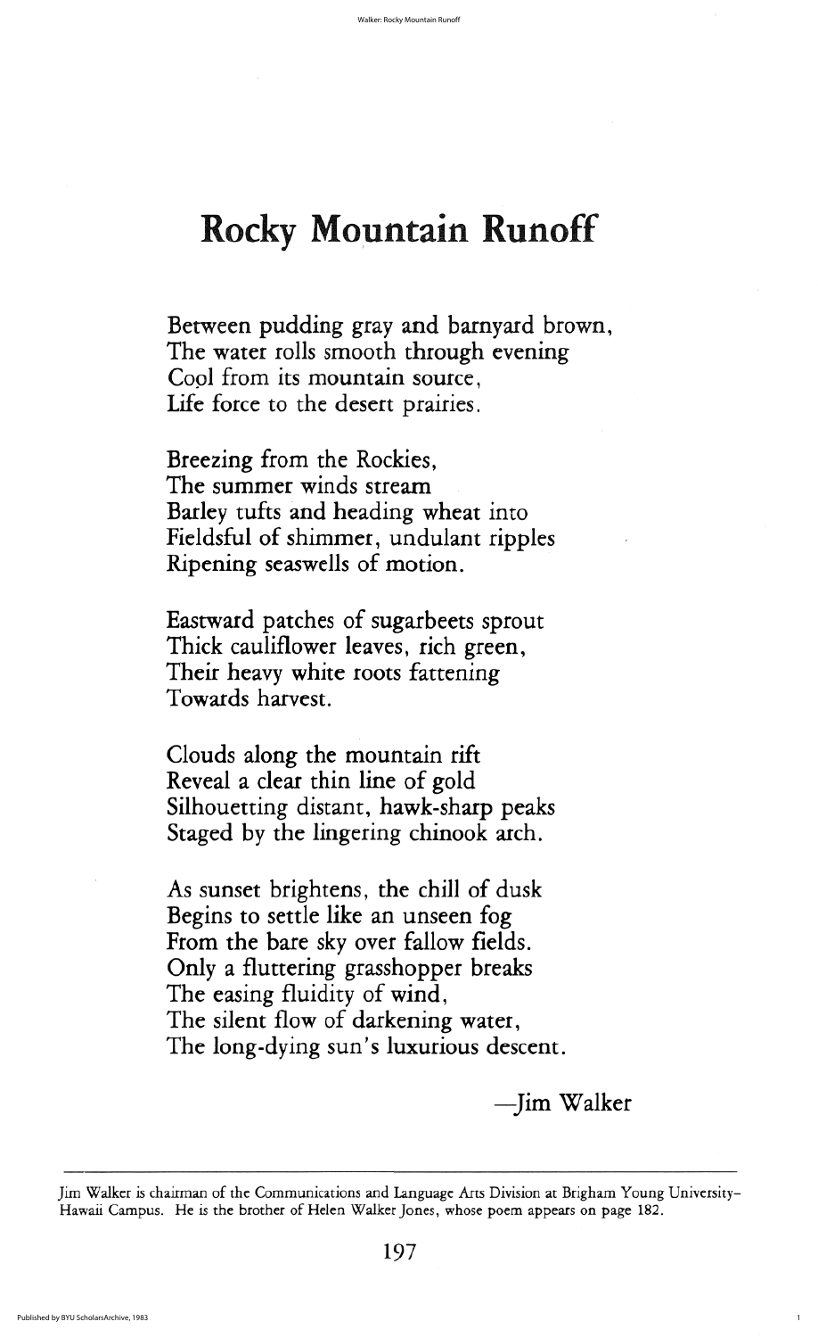# Rocky Mountain Runoff

Between pudding gray and barnyard brown,  
The water rolls smooth through evening  
Cool from its mountain source,  
Life force to the desert prairies.

Breezing from the Rockies,  
The summer winds stream  
Barley tufts and heading wheat into  
Fieldsful of shimmer, undulant ripples  
Ripening seaswells of motion.

Eastward patches of sugarbeets sprout  
Thick cauliflower leaves, rich green,  
Their heavy white roots fattening  
Towards harvest.

Clouds along the mountain rift  
Reveal a clear thin line of gold  
Silhouetting distant, hawk-sharp peaks  
Staged by the lingering chinook arch.

As sunset brightens, the chill of dusk  
Begins to settle like an unseen fog  
From the bare sky over fallow fields.  
Only a fluttering grasshopper breaks  
The easing fluidity of wind,  
The silent flow of darkening water,  
The long-dying sun's luxurious descent.

—Jim Walker

---

Jim Walker is chairman of the Communications and Language Arts Division at Brigham Young University–Hawaii Campus. He is the brother of Helen Walker Jones, whose poem appears on page 182.